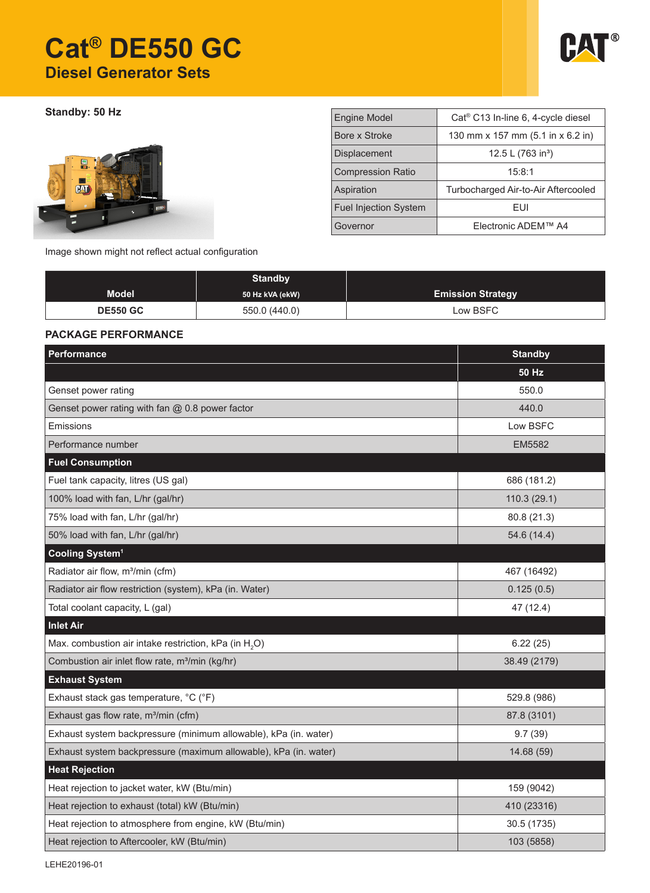# Cat® DE550 GC

## Diesel Generator Sets

**Standby: 50 Hz**

Image shown might not reflect actual configuration

| | |
|---|---|
| Engine Model | Cat® C13 In-line 6, 4-cycle diesel |
| Bore x Stroke | 130 mm x 157 mm (5.1 in x 6.2 in) |
| Displacement | 12.5 L (763 in³) |
| Compression Ratio | 15:8:1 |
| Aspiration | Turbocharged Air-to-Air Aftercooled |
| Fuel Injection System | EUI |
| Governor | Electronic ADEM™ A4 |

| Model | Standby 50 Hz kVA (ekW) | Emission Strategy |
|---|---|---|
| DE550 GC | 550.0 (440.0) | Low BSFC |

### PACKAGE PERFORMANCE

| Performance | Standby |
|---|---|
| | 50 Hz |
| Genset power rating | 550.0 |
| Genset power rating with fan @ 0.8 power factor | 440.0 |
| Emissions | Low BSFC |
| Performance number | EM5582 |
| **Fuel Consumption** | |
| Fuel tank capacity, litres (US gal) | 686 (181.2) |
| 100% load with fan, L/hr (gal/hr) | 110.3 (29.1) |
| 75% load with fan, L/hr (gal/hr) | 80.8 (21.3) |
| 50% load with fan, L/hr (gal/hr) | 54.6 (14.4) |
| **Cooling System[1]** | |
| Radiator air flow, m³/min (cfm) | 467 (16492) |
| Radiator air flow restriction (system), kPa (in. Water) | 0.125 (0.5) |
| Total coolant capacity, L (gal) | 47 (12.4) |
| **Inlet Air** | |
| Max. combustion air intake restriction, kPa (in $H_2O$) | 6.22 (25) |
| Combustion air inlet flow rate, m³/min (kg/hr) | 38.49 (2179) |
| **Exhaust System** | |
| Exhaust stack gas temperature, °C (°F) | 529.8 (986) |
| Exhaust gas flow rate, m³/min (cfm) | 87.8 (3101) |
| Exhaust system backpressure (minimum allowable), kPa (in. water) | 9.7 (39) |
| Exhaust system backpressure (maximum allowable), kPa (in. water) | 14.68 (59) |
| **Heat Rejection** | |
| Heat rejection to jacket water, kW (Btu/min) | 159 (9042) |
| Heat rejection to exhaust (total) kW (Btu/min) | 410 (23316) |
| Heat rejection to atmosphere from engine, kW (Btu/min) | 30.5 (1735) |
| Heat rejection to Aftercooler, kW (Btu/min) | 103 (5858) |

LEHE20196-01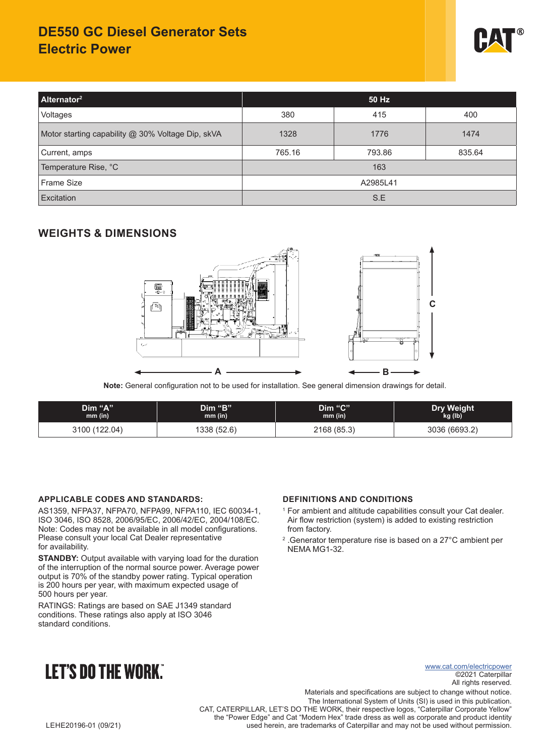# DE550 GC Diesel Generator Sets
# Electric Power

| Alternator[2] | 50 Hz | | |
|---|---|---|---|
| Voltages | 380 | 415 | 400 |
| Motor starting capability @ 30% Voltage Dip, skVA | 1328 | 1776 | 1474 |
| Current, amps | 765.16 | 793.86 | 835.64 |
| Temperature Rise, °C | 163 | | |
| Frame Size | A2985L41 | | |
| Excitation | S.E | | |

## WEIGHTS & DIMENSIONS

A

B

C

**Note:** General configuration not to be used for installation. See general dimension drawings for detail.

| Dim "A" mm (in) | Dim "B" mm (in) | Dim "C" mm (in) | Dry Weight kg (lb) |
|---|---|---|---|
| 3100 (122.04) | 1338 (52.6) | 2168 (85.3) | 3036 (6693.2) |

### APPLICABLE CODES AND STANDARDS:

AS1359, NFPA37, NFPA70, NFPA99, NFPA110, IEC 60034-1, ISO 3046, ISO 8528, 2006/95/EC, 2006/42/EC, 2004/108/EC. Note: Codes may not be available in all model configurations. Please consult your local Cat Dealer representative for availability.

**STANDBY:** Output available with varying load for the duration of the interruption of the normal source power. Average power output is 70% of the standby power rating. Typical operation is 200 hours per year, with maximum expected usage of 500 hours per year.

RATINGS: Ratings are based on SAE J1349 standard conditions. These ratings also apply at ISO 3046 standard conditions.

### DEFINITIONS AND CONDITIONS

[1] For ambient and altitude capabilities consult your Cat dealer. Air flow restriction (system) is added to existing restriction from factory.

[2] .Generator temperature rise is based on a 27°C ambient per NEMA MG1-32.

LET'S DO THE WORK.

www.cat.com/electricpower
©2021 Caterpillar
All rights reserved.

Materials and specifications are subject to change without notice.
The International System of Units (SI) is used in this publication.
CAT, CATERPILLAR, LET'S DO THE WORK, their respective logos, "Caterpillar Corporate Yellow" the "Power Edge" and Cat "Modern Hex" trade dress as well as corporate and product identity used herein, are trademarks of Caterpillar and may not be used without permission.

LEHE20196-01 (09/21)